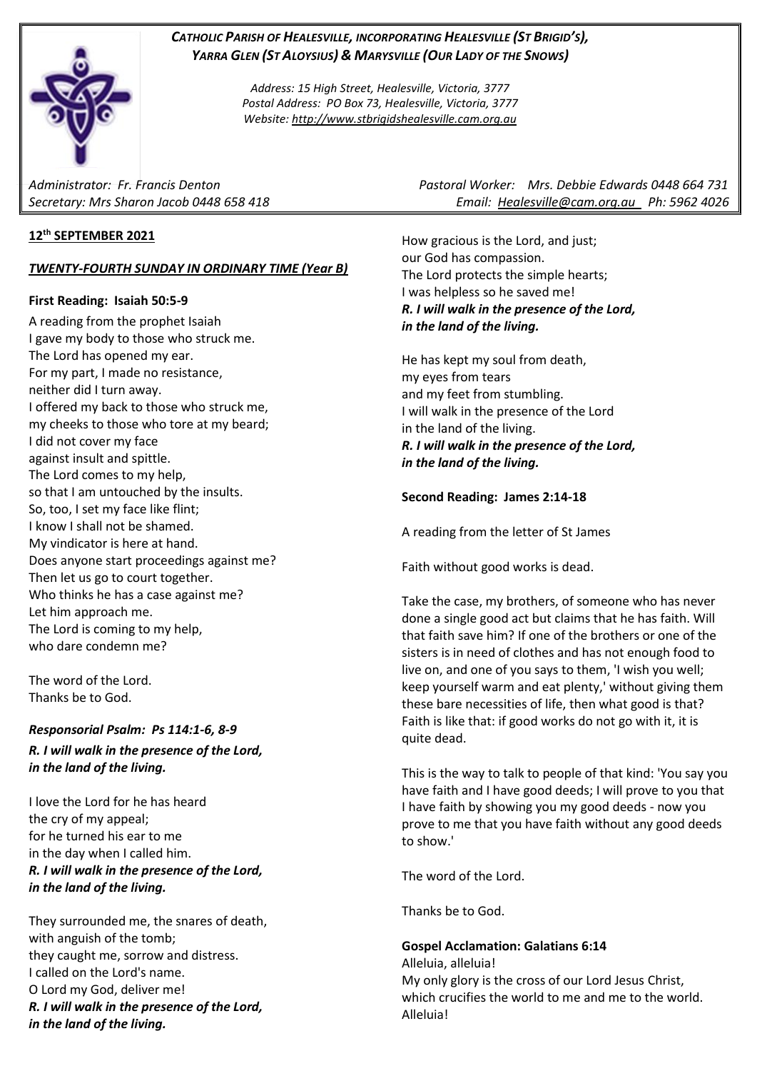***Catholic Parish of Healesville, incorporating Healesville (St Brigid's), Yarra Glen (St Aloysius) & Marysville (Our Lady of the Snows)***

*Address: 15 High Street, Healesville, Victoria, 3777*
*Postal Address: PO Box 73, Healesville, Victoria, 3777*
*Website: http://www.stbrigidshealesville.cam.org.au*

*Administrator: Fr. Francis Denton* — *Pastoral Worker: Mrs. Debbie Edwards 0448 664 731*
*Secretary: Mrs Sharon Jacob 0448 658 418* — *Email: Healesville@cam.org.au Ph: 5962 4026*

**12th SEPTEMBER 2021**

***TWENTY-FOURTH SUNDAY IN ORDINARY TIME (Year B)***

**First Reading: Isaiah 50:5-9**

A reading from the prophet Isaiah
I gave my body to those who struck me.
The Lord has opened my ear.
For my part, I made no resistance,
neither did I turn away.
I offered my back to those who struck me,
my cheeks to those who tore at my beard;
I did not cover my face
against insult and spittle.
The Lord comes to my help,
so that I am untouched by the insults.
So, too, I set my face like flint;
I know I shall not be shamed.
My vindicator is here at hand.
Does anyone start proceedings against me?
Then let us go to court together.
Who thinks he has a case against me?
Let him approach me.
The Lord is coming to my help,
who dare condemn me?

The word of the Lord.
Thanks be to God.

***Responsorial Psalm: Ps 114:1-6, 8-9***

***R. I will walk in the presence of the Lord, in the land of the living.***

I love the Lord for he has heard
the cry of my appeal;
for he turned his ear to me
in the day when I called him.
***R. I will walk in the presence of the Lord, in the land of the living.***

They surrounded me, the snares of death,
with anguish of the tomb;
they caught me, sorrow and distress.
I called on the Lord's name.
O Lord my God, deliver me!
***R. I will walk in the presence of the Lord, in the land of the living.***

How gracious is the Lord, and just;
our God has compassion.
The Lord protects the simple hearts;
I was helpless so he saved me!
***R. I will walk in the presence of the Lord, in the land of the living.***

He has kept my soul from death,
my eyes from tears
and my feet from stumbling.
I will walk in the presence of the Lord
in the land of the living.
***R. I will walk in the presence of the Lord, in the land of the living.***

**Second Reading: James 2:14-18**

A reading from the letter of St James

Faith without good works is dead.

Take the case, my brothers, of someone who has never done a single good act but claims that he has faith. Will that faith save him? If one of the brothers or one of the sisters is in need of clothes and has not enough food to live on, and one of you says to them, 'I wish you well; keep yourself warm and eat plenty,' without giving them these bare necessities of life, then what good is that? Faith is like that: if good works do not go with it, it is quite dead.

This is the way to talk to people of that kind: 'You say you have faith and I have good deeds; I will prove to you that I have faith by showing you my good deeds - now you prove to me that you have faith without any good deeds to show.'

The word of the Lord.

Thanks be to God.

**Gospel Acclamation: Galatians 6:14**
Alleluia, alleluia!
My only glory is the cross of our Lord Jesus Christ,
which crucifies the world to me and me to the world.
Alleluia!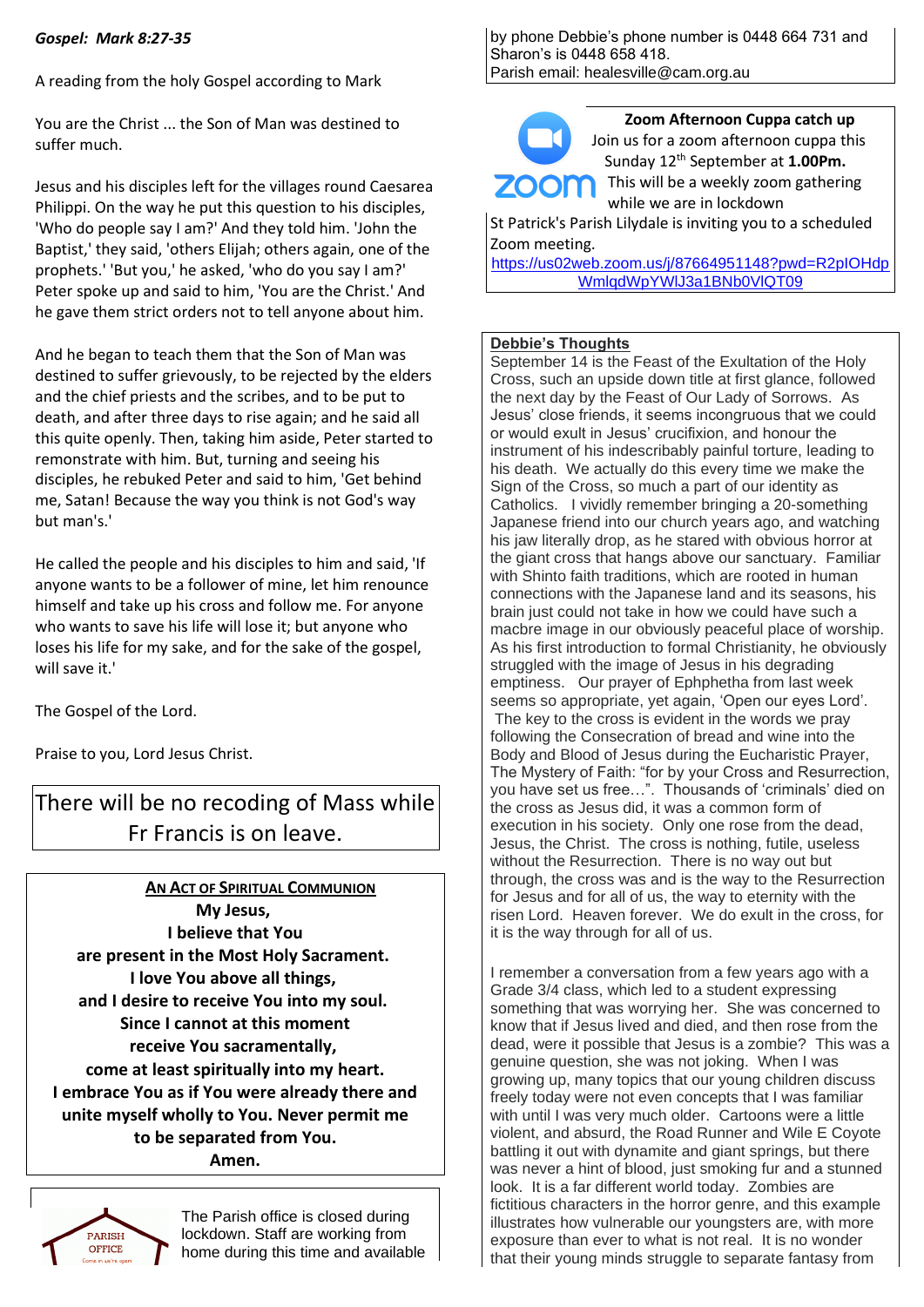***Gospel: Mark 8:27-35***

A reading from the holy Gospel according to Mark

You are the Christ ... the Son of Man was destined to suffer much.

Jesus and his disciples left for the villages round Caesarea Philippi. On the way he put this question to his disciples, 'Who do people say I am?' And they told him. 'John the Baptist,' they said, 'others Elijah; others again, one of the prophets.' 'But you,' he asked, 'who do you say I am?' Peter spoke up and said to him, 'You are the Christ.' And he gave them strict orders not to tell anyone about him.

And he began to teach them that the Son of Man was destined to suffer grievously, to be rejected by the elders and the chief priests and the scribes, and to be put to death, and after three days to rise again; and he said all this quite openly. Then, taking him aside, Peter started to remonstrate with him. But, turning and seeing his disciples, he rebuked Peter and said to him, 'Get behind me, Satan! Because the way you think is not God's way but man's.'

He called the people and his disciples to him and said, 'If anyone wants to be a follower of mine, let him renounce himself and take up his cross and follow me. For anyone who wants to save his life will lose it; but anyone who loses his life for my sake, and for the sake of the gospel, will save it.'

The Gospel of the Lord.

Praise to you, Lord Jesus Christ.

There will be no recoding of Mass while Fr Francis is on leave.

**AN ACT OF SPIRITUAL COMMUNION**

**My Jesus,**
**I believe that You**
**are present in the Most Holy Sacrament.**
**I love You above all things,**
**and I desire to receive You into my soul.**
**Since I cannot at this moment**
**receive You sacramentally,**
**come at least spiritually into my heart.**
**I embrace You as if You were already there and unite myself wholly to You. Never permit me to be separated from You.**
**Amen.**

PARISH OFFICE
Come in we're open

The Parish office is closed during lockdown. Staff are working from home during this time and available by phone Debbie's phone number is 0448 664 731 and Sharon's is 0448 658 418.
Parish email: healesville@cam.org.au

zoom

**Zoom Afternoon Cuppa catch up**

Join us for a zoom afternoon cuppa this Sunday 12th September at **1.00Pm.** This will be a weekly zoom gathering while we are in lockdown

St Patrick's Parish Lilydale is inviting you to a scheduled Zoom meeting.
https://us02web.zoom.us/j/87664951148?pwd=R2pIOHdpWmlqdWpYWlJ3a1BNb0VlQT09

**Debbie's Thoughts**

September 14 is the Feast of the Exultation of the Holy Cross, such an upside down title at first glance, followed the next day by the Feast of Our Lady of Sorrows. As Jesus' close friends, it seems incongruous that we could or would exult in Jesus' crucifixion, and honour the instrument of his indescribably painful torture, leading to his death. We actually do this every time we make the Sign of the Cross, so much a part of our identity as Catholics. I vividly remember bringing a 20-something Japanese friend into our church years ago, and watching his jaw literally drop, as he stared with obvious horror at the giant cross that hangs above our sanctuary. Familiar with Shinto faith traditions, which are rooted in human connections with the Japanese land and its seasons, his brain just could not take in how we could have such a macbre image in our obviously peaceful place of worship. As his first introduction to formal Christianity, he obviously struggled with the image of Jesus in his degrading emptiness. Our prayer of Ephphetha from last week seems so appropriate, yet again, 'Open our eyes Lord'. The key to the cross is evident in the words we pray following the Consecration of bread and wine into the Body and Blood of Jesus during the Eucharistic Prayer, The Mystery of Faith: "for by your Cross and Resurrection, you have set us free…". Thousands of 'criminals' died on the cross as Jesus did, it was a common form of execution in his society. Only one rose from the dead, Jesus, the Christ. The cross is nothing, futile, useless without the Resurrection. There is no way out but through, the cross was and is the way to the Resurrection for Jesus and for all of us, the way to eternity with the risen Lord. Heaven forever. We do exult in the cross, for it is the way through for all of us.

I remember a conversation from a few years ago with a Grade 3/4 class, which led to a student expressing something that was worrying her. She was concerned to know that if Jesus lived and died, and then rose from the dead, were it possible that Jesus is a zombie? This was a genuine question, she was not joking. When I was growing up, many topics that our young children discuss freely today were not even concepts that I was familiar with until I was very much older. Cartoons were a little violent, and absurd, the Road Runner and Wile E Coyote battling it out with dynamite and giant springs, but there was never a hint of blood, just smoking fur and a stunned look. It is a far different world today. Zombies are fictitious characters in the horror genre, and this example illustrates how vulnerable our youngsters are, with more exposure than ever to what is not real. It is no wonder that their young minds struggle to separate fantasy from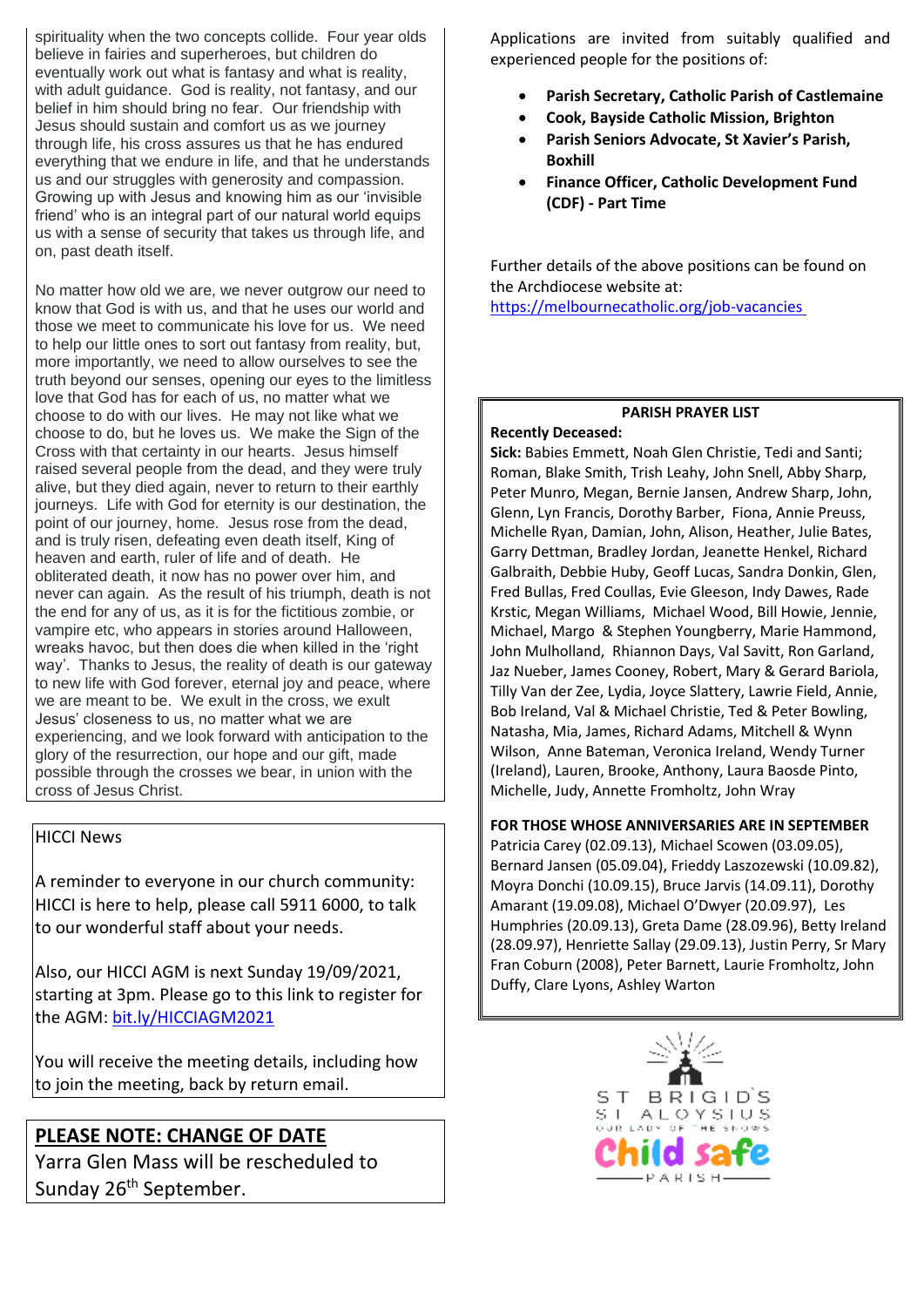spirituality when the two concepts collide. Four year olds believe in fairies and superheroes, but children do eventually work out what is fantasy and what is reality, with adult guidance. God is reality, not fantasy, and our belief in him should bring no fear. Our friendship with Jesus should sustain and comfort us as we journey through life, his cross assures us that he has endured everything that we endure in life, and that he understands us and our struggles with generosity and compassion. Growing up with Jesus and knowing him as our 'invisible friend' who is an integral part of our natural world equips us with a sense of security that takes us through life, and on, past death itself.

No matter how old we are, we never outgrow our need to know that God is with us, and that he uses our world and those we meet to communicate his love for us. We need to help our little ones to sort out fantasy from reality, but, more importantly, we need to allow ourselves to see the truth beyond our senses, opening our eyes to the limitless love that God has for each of us, no matter what we choose to do with our lives. He may not like what we choose to do, but he loves us. We make the Sign of the Cross with that certainty in our hearts. Jesus himself raised several people from the dead, and they were truly alive, but they died again, never to return to their earthly journeys. Life with God for eternity is our destination, the point of our journey, home. Jesus rose from the dead, and is truly risen, defeating even death itself, King of heaven and earth, ruler of life and of death. He obliterated death, it now has no power over him, and never can again. As the result of his triumph, death is not the end for any of us, as it is for the fictitious zombie, or vampire etc, who appears in stories around Halloween, wreaks havoc, but then does die when killed in the 'right way'. Thanks to Jesus, the reality of death is our gateway to new life with God forever, eternal joy and peace, where we are meant to be. We exult in the cross, we exult Jesus' closeness to us, no matter what we are experiencing, and we look forward with anticipation to the glory of the resurrection, our hope and our gift, made possible through the crosses we bear, in union with the cross of Jesus Christ.

HICCI News

A reminder to everyone in our church community: HICCI is here to help, please call 5911 6000, to talk to our wonderful staff about your needs.

Also, our HICCI AGM is next Sunday 19/09/2021, starting at 3pm. Please go to this link to register for the AGM: bit.ly/HICCIAGM2021

You will receive the meeting details, including how to join the meeting, back by return email.

**PLEASE NOTE: CHANGE OF DATE**

Yarra Glen Mass will be rescheduled to Sunday 26th September.

Applications are invited from suitably qualified and experienced people for the positions of:

- **Parish Secretary, Catholic Parish of Castlemaine**
- **Cook, Bayside Catholic Mission, Brighton**
- **Parish Seniors Advocate, St Xavier's Parish, Boxhill**
- **Finance Officer, Catholic Development Fund (CDF) - Part Time**

Further details of the above positions can be found on the Archdiocese website at:
https://melbournecatholic.org/job-vacancies

**PARISH PRAYER LIST**

**Recently Deceased:**

**Sick:** Babies Emmett, Noah Glen Christie, Tedi and Santi; Roman, Blake Smith, Trish Leahy, John Snell, Abby Sharp, Peter Munro, Megan, Bernie Jansen, Andrew Sharp, John, Glenn, Lyn Francis, Dorothy Barber, Fiona, Annie Preuss, Michelle Ryan, Damian, John, Alison, Heather, Julie Bates, Garry Dettman, Bradley Jordan, Jeanette Henkel, Richard Galbraith, Debbie Huby, Geoff Lucas, Sandra Donkin, Glen, Fred Bullas, Fred Coullas, Evie Gleeson, Indy Dawes, Rade Krstic, Megan Williams, Michael Wood, Bill Howie, Jennie, Michael, Margo & Stephen Youngberry, Marie Hammond, John Mulholland, Rhiannon Days, Val Savitt, Ron Garland, Jaz Nueber, James Cooney, Robert, Mary & Gerard Bariola, Tilly Van der Zee, Lydia, Joyce Slattery, Lawrie Field, Annie, Bob Ireland, Val & Michael Christie, Ted & Peter Bowling, Natasha, Mia, James, Richard Adams, Mitchell & Wynn Wilson, Anne Bateman, Veronica Ireland, Wendy Turner (Ireland), Lauren, Brooke, Anthony, Laura Baosde Pinto, Michelle, Judy, Annette Fromholtz, John Wray

**FOR THOSE WHOSE ANNIVERSARIES ARE IN SEPTEMBER**

Patricia Carey (02.09.13), Michael Scowen (03.09.05), Bernard Jansen (05.09.04), Frieddy Laszozewski (10.09.82), Moyra Donchi (10.09.15), Bruce Jarvis (14.09.11), Dorothy Amarant (19.09.08), Michael O'Dwyer (20.09.97), Les Humphries (20.09.13), Greta Dame (28.09.96), Betty Ireland (28.09.97), Henriette Sallay (29.09.13), Justin Perry, Sr Mary Fran Coburn (2008), Peter Barnett, Laurie Fromholtz, John Duffy, Clare Lyons, Ashley Warton

ST BRIGID'S
ST ALOYSIUS
OUR LADY OF THE SNOWS
Child safe
PARISH